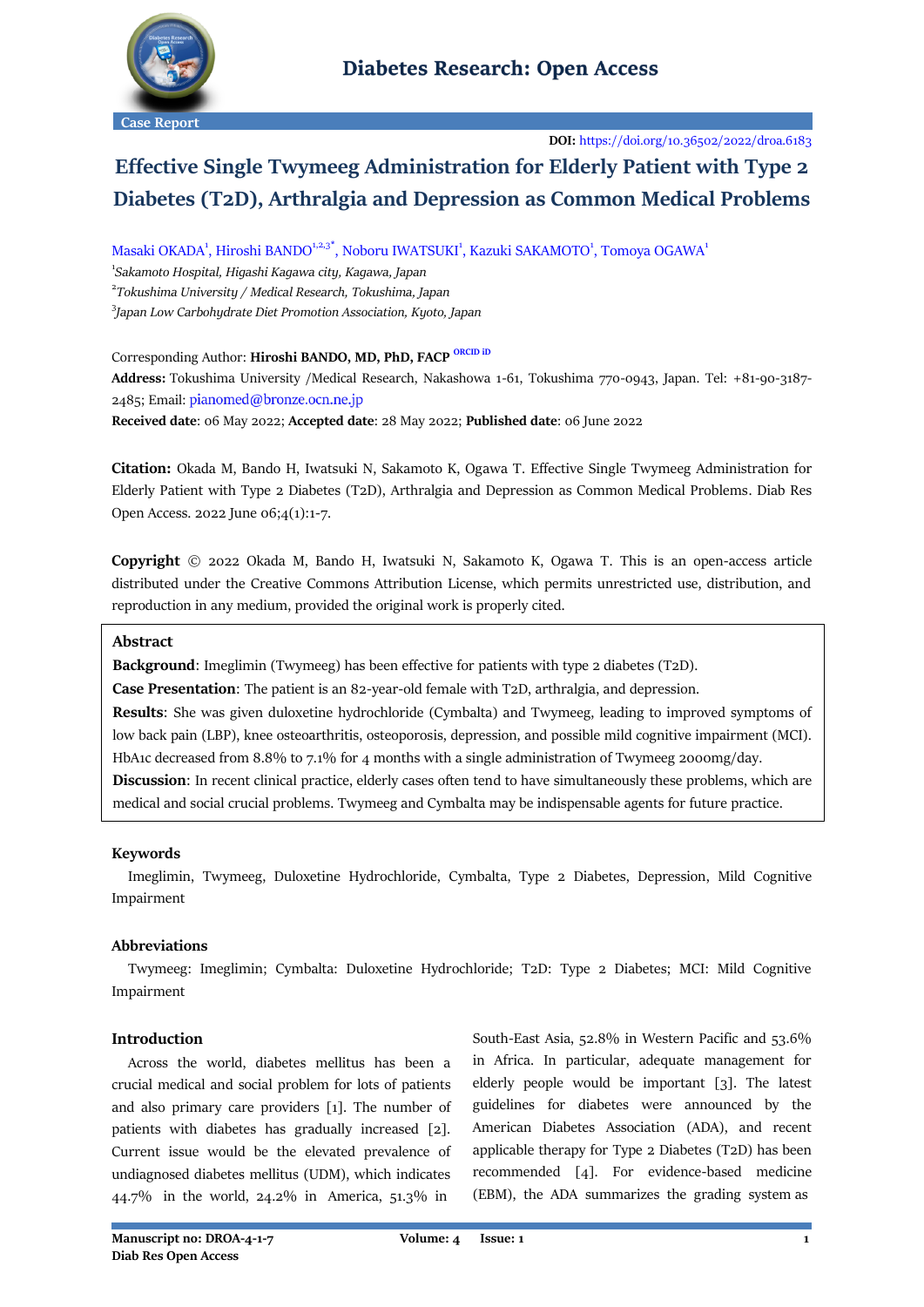Case Report

**DOI:** https://doi.org/10.36502/2022/droa.6183

# Effective Single Twymeeg Administration for Elderly Patient with Type 2 Diabetes (T2D), Arthralgia and Depression as Common Medical Problems

Masaki OKADA[1], Hiroshi BANDO[1,2,3*], Noboru IWATSUKI[1], Kazuki SAKAMOTO[1], Tomoya OGAWA[1]

[1]*Sakamoto Hospital, Higashi Kagawa city, Kagawa, Japan*

[2]*Tokushima University / Medical Research, Tokushima, Japan*

[3]*Japan Low Carbohydrate Diet Promotion Association, Kyoto, Japan*

Corresponding Author: **Hiroshi BANDO, MD, PhD, FACP** ORCID iD

**Address:** Tokushima University /Medical Research, Nakashowa 1-61, Tokushima 770-0943, Japan. Tel: +81-90-3187-2485; Email: pianomed@bronze.ocn.ne.jp

**Received date**: 06 May 2022; **Accepted date**: 28 May 2022; **Published date**: 06 June 2022

**Citation:** Okada M, Bando H, Iwatsuki N, Sakamoto K, Ogawa T. Effective Single Twymeeg Administration for Elderly Patient with Type 2 Diabetes (T2D), Arthralgia and Depression as Common Medical Problems. Diab Res Open Access. 2022 June 06;4(1):1-7.

**Copyright** © 2022 Okada M, Bando H, Iwatsuki N, Sakamoto K, Ogawa T. This is an open-access article distributed under the Creative Commons Attribution License, which permits unrestricted use, distribution, and reproduction in any medium, provided the original work is properly cited.

## Abstract

**Background**: Imeglimin (Twymeeg) has been effective for patients with type 2 diabetes (T2D).

**Case Presentation**: The patient is an 82-year-old female with T2D, arthralgia, and depression.

**Results**: She was given duloxetine hydrochloride (Cymbalta) and Twymeeg, leading to improved symptoms of low back pain (LBP), knee osteoarthritis, osteoporosis, depression, and possible mild cognitive impairment (MCI). HbA1c decreased from 8.8% to 7.1% for 4 months with a single administration of Twymeeg 2000mg/day.

**Discussion**: In recent clinical practice, elderly cases often tend to have simultaneously these problems, which are medical and social crucial problems. Twymeeg and Cymbalta may be indispensable agents for future practice.

## Keywords

Imeglimin, Twymeeg, Duloxetine Hydrochloride, Cymbalta, Type 2 Diabetes, Depression, Mild Cognitive Impairment

## Abbreviations

Twymeeg: Imeglimin; Cymbalta: Duloxetine Hydrochloride; T2D: Type 2 Diabetes; MCI: Mild Cognitive Impairment

## Introduction

Across the world, diabetes mellitus has been a crucial medical and social problem for lots of patients and also primary care providers [1]. The number of patients with diabetes has gradually increased [2]. Current issue would be the elevated prevalence of undiagnosed diabetes mellitus (UDM), which indicates 44.7% in the world, 24.2% in America, 51.3% in South-East Asia, 52.8% in Western Pacific and 53.6% in Africa. In particular, adequate management for elderly people would be important [3]. The latest guidelines for diabetes were announced by the American Diabetes Association (ADA), and recent applicable therapy for Type 2 Diabetes (T2D) has been recommended [4]. For evidence-based medicine (EBM), the ADA summarizes the grading system as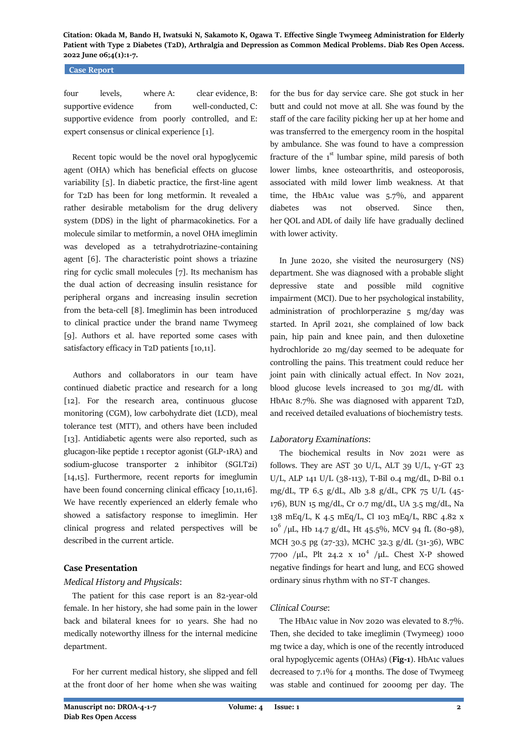four levels, where A: clear evidence, B: supportive evidence from well-conducted, C: supportive evidence from poorly controlled, and E: expert consensus or clinical experience [1].

Recent topic would be the novel oral hypoglycemic agent (OHA) which has beneficial effects on glucose variability [5]. In diabetic practice, the first-line agent for T2D has been for long metformin. It revealed a rather desirable metabolism for the drug delivery system (DDS) in the light of pharmacokinetics. For a molecule similar to metformin, a novel OHA imeglimin was developed as a tetrahydrotriazine-containing agent [6]. The characteristic point shows a triazine ring for cyclic small molecules [7]. Its mechanism has the dual action of decreasing insulin resistance for peripheral organs and increasing insulin secretion from the beta-cell [8]. Imeglimin has been introduced to clinical practice under the brand name Twymeeg [9]. Authors et al. have reported some cases with satisfactory efficacy in T2D patients [10,11].

Authors and collaborators in our team have continued diabetic practice and research for a long [12]. For the research area, continuous glucose monitoring (CGM), low carbohydrate diet (LCD), meal tolerance test (MTT), and others have been included [13]. Antidiabetic agents were also reported, such as glucagon-like peptide 1 receptor agonist (GLP-1RA) and sodium-glucose transporter 2 inhibitor (SGLT2i) [14,15]. Furthermore, recent reports for imeglimin have been found concerning clinical efficacy [10,11,16]. We have recently experienced an elderly female who showed a satisfactory response to imeglimin. Her clinical progress and related perspectives will be described in the current article.

## Case Presentation

### *Medical History and Physicals*:

The patient for this case report is an 82-year-old female. In her history, she had some pain in the lower back and bilateral knees for 10 years. She had no medically noteworthy illness for the internal medicine department.

For her current medical history, she slipped and fell at the front door of her home when she was waiting for the bus for day service care. She got stuck in her butt and could not move at all. She was found by the staff of the care facility picking her up at her home and was transferred to the emergency room in the hospital by ambulance. She was found to have a compression fracture of the 1st lumbar spine, mild paresis of both lower limbs, knee osteoarthritis, and osteoporosis, associated with mild lower limb weakness. At that time, the HbA1c value was 5.7%, and apparent diabetes was not observed. Since then, her QOL and ADL of daily life have gradually declined with lower activity.

In June 2020, she visited the neurosurgery (NS) department. She was diagnosed with a probable slight depressive state and possible mild cognitive impairment (MCI). Due to her psychological instability, administration of prochlorperazine 5 mg/day was started. In April 2021, she complained of low back pain, hip pain and knee pain, and then duloxetine hydrochloride 20 mg/day seemed to be adequate for controlling the pains. This treatment could reduce her joint pain with clinically actual effect. In Nov 2021, blood glucose levels increased to 301 mg/dL with HbA1c 8.7%. She was diagnosed with apparent T2D, and received detailed evaluations of biochemistry tests.

### *Laboratory Examinations*:

The biochemical results in Nov 2021 were as follows. They are AST 30 U/L, ALT 39 U/L, γ-GT 23 U/L, ALP 141 U/L (38-113), T-Bil 0.4 mg/dL, D-Bil 0.1 mg/dL, TP 6.5 g/dL, Alb 3.8 g/dL, CPK 75 U/L (45-176), BUN 15 mg/dL, Cr 0.7 mg/dL, UA 3.5 mg/dL, Na 138 mEq/L, K 4.5 mEq/L, Cl 103 mEq/L, RBC 4.82 x $10^6$ /μL, Hb 14.7 g/dL, Ht 45.5%, MCV 94 fL (80-98), MCH 30.5 pg (27-33), MCHC 32.3 g/dL (31-36), WBC 7700 /μL, Plt 24.2 x $10^4$ /μL. Chest X-P showed negative findings for heart and lung, and ECG showed ordinary sinus rhythm with no ST-T changes.

### *Clinical Course*:

The HbA1c value in Nov 2020 was elevated to 8.7%. Then, she decided to take imeglimin (Twymeeg) 1000 mg twice a day, which is one of the recently introduced oral hypoglycemic agents (OHAs) (**Fig-1**). HbA1c values decreased to 7.1% for 4 months. The dose of Twymeeg was stable and continued for 2000mg per day. The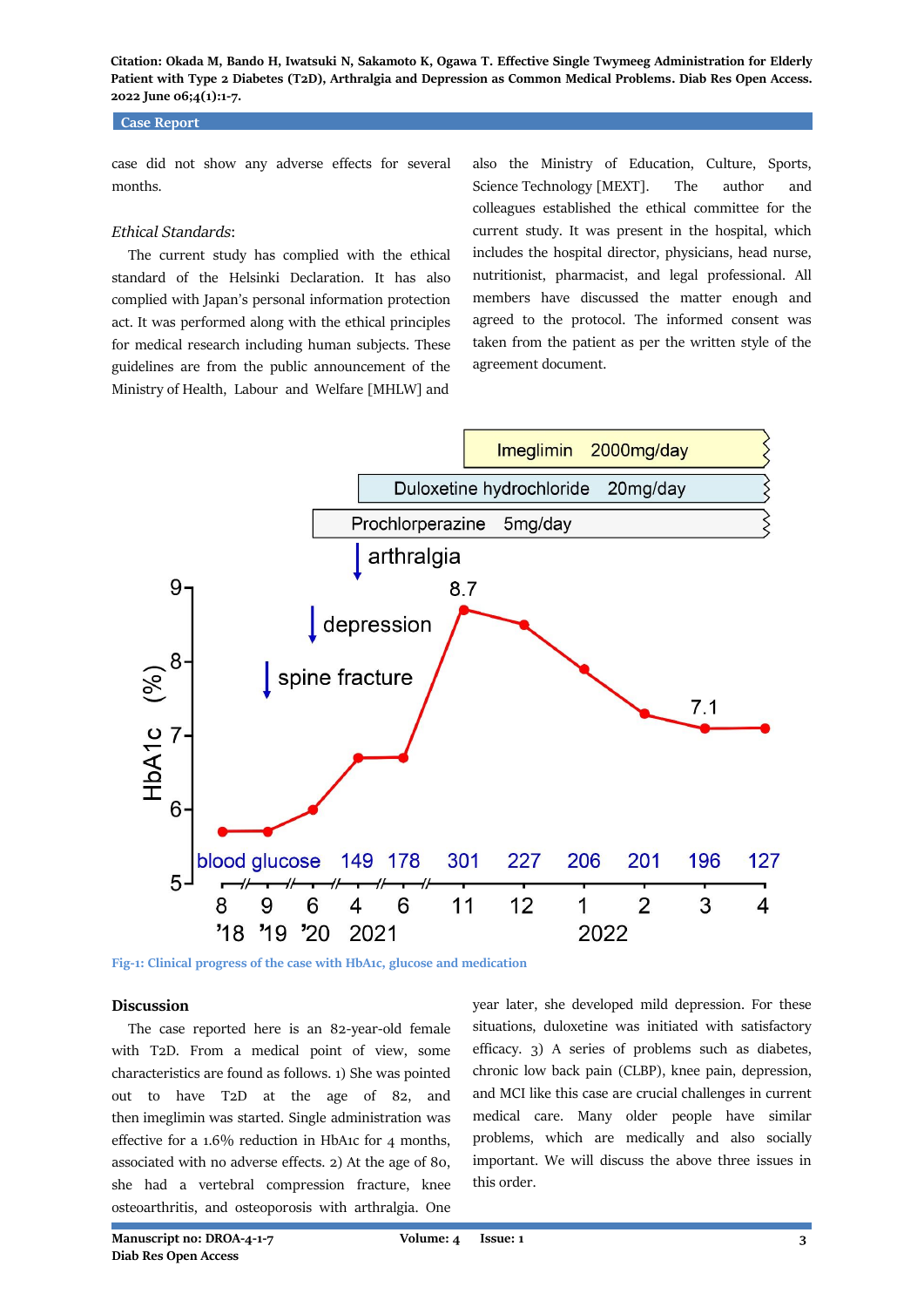case did not show any adverse effects for several months.

*Ethical Standards*:

The current study has complied with the ethical standard of the Helsinki Declaration. It has also complied with Japan's personal information protection act. It was performed along with the ethical principles for medical research including human subjects. These guidelines are from the public announcement of the Ministry of Health, Labour and Welfare [MHLW] and also the Ministry of Education, Culture, Sports, Science Technology [MEXT]. The author and the colleagues established the ethical committee for the current study. It was present in the hospital, which includes the hospital director, physicians, head nurse, nutritionist, pharmacist, and legal professional. All members have discussed the matter enough and agreed to the protocol. The informed consent was taken from the patient as per the written style of the agreement document.

Imeglimin 2000mg/day

Duloxetine hydrochloride 20mg/day

Prochlorperazine 5mg/day

arthralgia

depression

spine fracture

HbA1c (%)

9

8

7

6

5

8.7

7.1

blood glucose 149 178 301 227 206 201 196 127

8 9 6 4 6 11 12 1 2 3 4

'18 '19 '20 2021 2022

Fig-1: Clinical progress of the case with HbA1c, glucose and medication

## Discussion

The case reported here is an 82-year-old female with T2D. From a medical point of view, some characteristics are found as follows. 1) She was pointed out to have T2D at the age of 82, and then imeglimin was started. Single administration was effective for a 1.6% reduction in HbA1c for 4 months, associated with no adverse effects. 2) At the age of 80, she had a vertebral compression fracture, knee osteoarthritis, and osteoporosis with arthralgia. One year later, she developed mild depression. For these situations, duloxetine was initiated with satisfactory efficacy. 3) A series of problems such as diabetes, chronic low back pain (CLBP), knee pain, depression, and MCI like this case are crucial challenges in current medical care. Many older people have similar problems, which are medically and also socially important. We will discuss the above three issues in this order.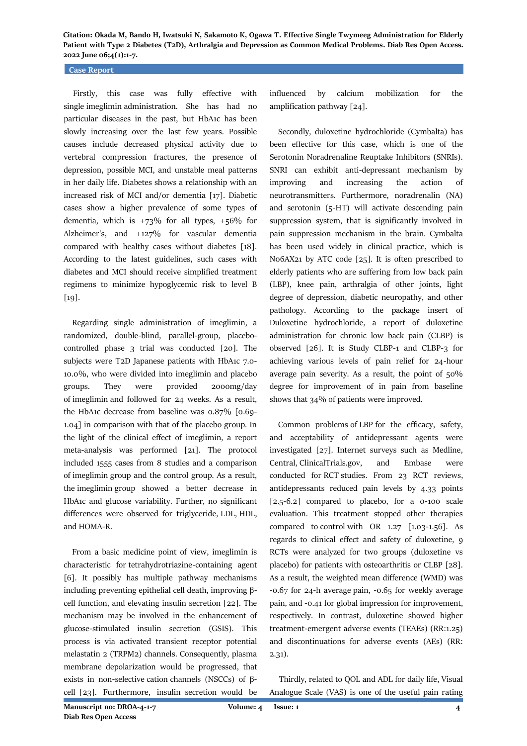Firstly, this case was fully effective with single imeglimin administration. She has had no particular diseases in the past, but HbA1c has been slowly increasing over the last few years. Possible causes include decreased physical activity due to vertebral compression fractures, the presence of depression, possible MCI, and unstable meal patterns in her daily life. Diabetes shows a relationship with an increased risk of MCI and/or dementia [17]. Diabetic cases show a higher prevalence of some types of dementia, which is +73% for all types, +56% for Alzheimer's, and +127% for vascular dementia compared with healthy cases without diabetes [18]. According to the latest guidelines, such cases with diabetes and MCI should receive simplified treatment regimens to minimize hypoglycemic risk to level B [19].

Regarding single administration of imeglimin, a randomized, double-blind, parallel-group, placebo-controlled phase 3 trial was conducted [20]. The subjects were T2D Japanese patients with HbA1c 7.0-10.0%, who were divided into imeglimin and placebo groups. They were provided 2000mg/day of imeglimin and followed for 24 weeks. As a result, the HbA1c decrease from baseline was 0.87% [0.69-1.04] in comparison with that of the placebo group. In the light of the clinical effect of imeglimin, a report meta-analysis was performed [21]. The protocol included 1555 cases from 8 studies and a comparison of imeglimin group and the control group. As a result, the imeglimin group showed a better decrease in HbA1c and glucose variability. Further, no significant differences were observed for triglyceride, LDL, HDL, and HOMA-R.

From a basic medicine point of view, imeglimin is characteristic for tetrahydrotriazine-containing agent [6]. It possibly has multiple pathway mechanisms including preventing epithelial cell death, improving β-cell function, and elevating insulin secretion [22]. The mechanism may be involved in the enhancement of glucose-stimulated insulin secretion (GSIS). This process is via activated transient receptor potential melastatin 2 (TRPM2) channels. Consequently, plasma membrane depolarization would be progressed, that exists in non-selective cation channels (NSCCs) of β-cell [23]. Furthermore, insulin secretion would be influenced by calcium mobilization for the amplification pathway [24].

Secondly, duloxetine hydrochloride (Cymbalta) has been effective for this case, which is one of the Serotonin Noradrenaline Reuptake Inhibitors (SNRIs). SNRI can exhibit anti-depressant mechanism by improving and increasing the action of neurotransmitters. Furthermore, noradrenalin (NA) and serotonin (5-HT) will activate descending pain suppression system, that is significantly involved in pain suppression mechanism in the brain. Cymbalta has been used widely in clinical practice, which is N06AX21 by ATC code [25]. It is often prescribed to elderly patients who are suffering from low back pain (LBP), knee pain, arthralgia of other joints, light degree of depression, diabetic neuropathy, and other pathology. According to the package insert of Duloxetine hydrochloride, a report of duloxetine administration for chronic low back pain (CLBP) is observed [26]. It is Study CLBP-1 and CLBP-3 for achieving various levels of pain relief for 24-hour average pain severity. As a result, the point of 50% degree for improvement of in pain from baseline shows that 34% of patients were improved.

Common problems of LBP for the efficacy, safety, and acceptability of antidepressant agents were investigated [27]. Internet surveys such as Medline, Central, ClinicalTrials.gov, and Embase were conducted for RCT studies. From 23 RCT reviews, antidepressants reduced pain levels by 4.33 points [2.5-6.2] compared to placebo, for a 0-100 scale evaluation. This treatment stopped other therapies compared to control with OR 1.27 [1.03-1.56]. As regards to clinical effect and safety of duloxetine, 9 RCTs were analyzed for two groups (duloxetine vs placebo) for patients with osteoarthritis or CLBP [28]. As a result, the weighted mean difference (WMD) was -0.67 for 24-h average pain, -0.65 for weekly average pain, and -0.41 for global impression for improvement, respectively. In contrast, duloxetine showed higher treatment-emergent adverse events (TEAEs) (RR:1.25) and discontinuations for adverse events (AEs) (RR: 2.31).

Thirdly, related to QOL and ADL for daily life, Visual Analogue Scale (VAS) is one of the useful pain rating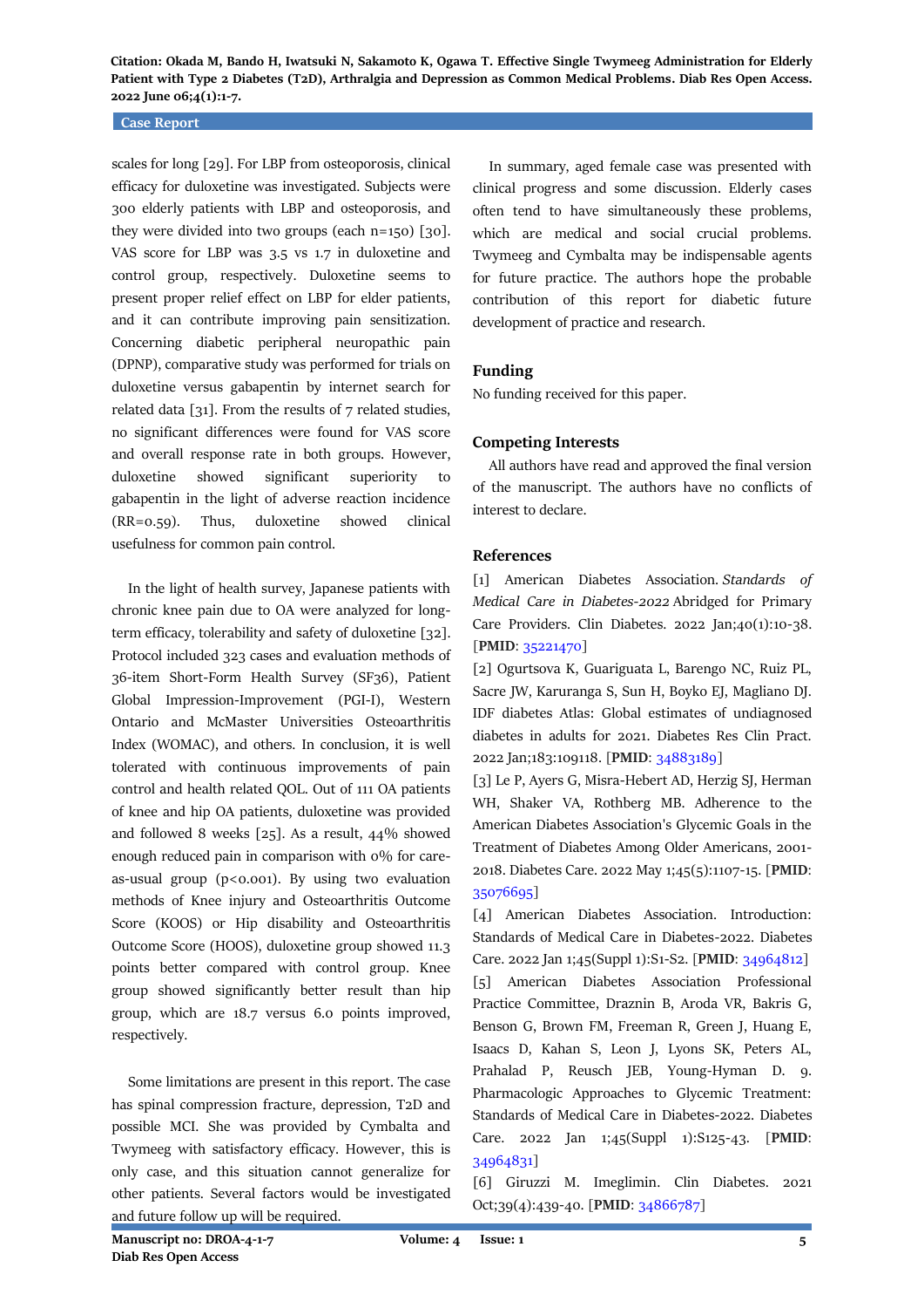scales for long [29]. For LBP from osteoporosis, clinical efficacy for duloxetine was investigated. Subjects were 300 elderly patients with LBP and osteoporosis, and they were divided into two groups (each n=150) [30]. VAS score for LBP was 3.5 vs 1.7 in duloxetine and control group, respectively. Duloxetine seems to present proper relief effect on LBP for elder patients, and it can contribute improving pain sensitization. Concerning diabetic peripheral neuropathic pain (DPNP), comparative study was performed for trials on duloxetine versus gabapentin by internet search for related data [31]. From the results of 7 related studies, no significant differences were found for VAS score and overall response rate in both groups. However, duloxetine showed significant superiority to gabapentin in the light of adverse reaction incidence (RR=0.59). Thus, duloxetine showed clinical usefulness for common pain control.

In the light of health survey, Japanese patients with chronic knee pain due to OA were analyzed for long-term efficacy, tolerability and safety of duloxetine [32]. Protocol included 323 cases and evaluation methods of 36-item Short-Form Health Survey (SF36), Patient Global Impression-Improvement (PGI-I), Western Ontario and McMaster Universities Osteoarthritis Index (WOMAC), and others. In conclusion, it is well tolerated with continuous improvements of pain control and health related QOL. Out of 111 OA patients of knee and hip OA patients, duloxetine was provided and followed 8 weeks [25]. As a result, 44% showed enough reduced pain in comparison with 0% for care-as-usual group ($p<0.001$). By using two evaluation methods of Knee injury and Osteoarthritis Outcome Score (KOOS) or Hip disability and Osteoarthritis Outcome Score (HOOS), duloxetine group showed 11.3 points better compared with control group. Knee group showed significantly better result than hip group, which are 18.7 versus 6.0 points improved, respectively.

Some limitations are present in this report. The case has spinal compression fracture, depression, T2D and possible MCI. She was provided by Cymbalta and Twymeeg with satisfactory efficacy. However, this is only case, and this situation cannot generalize for other patients. Several factors would be investigated and future follow up will be required.

In summary, aged female case was presented with clinical progress and some discussion. Elderly cases often tend to have simultaneously these problems, which are medical and social crucial problems. Twymeeg and Cymbalta may be indispensable agents for future practice. The authors hope the probable contribution of this report for diabetic future development of practice and research.

## Funding

No funding received for this paper.

## Competing Interests

All authors have read and approved the final version of the manuscript. The authors have no conflicts of interest to declare.

## References

[1] American Diabetes Association. *Standards of Medical Care in Diabetes-2022* Abridged for Primary Care Providers. Clin Diabetes. 2022 Jan;40(1):10-38. [**PMID**: 35221470]

[2] Ogurtsova K, Guariguata L, Barengo NC, Ruiz PL, Sacre JW, Karuranga S, Sun H, Boyko EJ, Magliano DJ. IDF diabetes Atlas: Global estimates of undiagnosed diabetes in adults for 2021. Diabetes Res Clin Pract. 2022 Jan;183:109118. [**PMID**: 34883189]

[3] Le P, Ayers G, Misra-Hebert AD, Herzig SJ, Herman WH, Shaker VA, Rothberg MB. Adherence to the American Diabetes Association's Glycemic Goals in the Treatment of Diabetes Among Older Americans, 2001-2018. Diabetes Care. 2022 May 1;45(5):1107-15. [**PMID**: 35076695]

[4] American Diabetes Association. Introduction: Standards of Medical Care in Diabetes-2022. Diabetes Care. 2022 Jan 1;45(Suppl 1):S1-S2. [**PMID**: 34964812]

[5] American Diabetes Association Professional Practice Committee, Draznin B, Aroda VR, Bakris G, Benson G, Brown FM, Freeman R, Green J, Huang E, Isaacs D, Kahan S, Leon J, Lyons SK, Peters AL, Prahalad P, Reusch JEB, Young-Hyman D. 9. Pharmacologic Approaches to Glycemic Treatment: Standards of Medical Care in Diabetes-2022. Diabetes Care. 2022 Jan 1;45(Suppl 1):S125-43. [**PMID**: 34964831]

[6] Giruzzi M. Imeglimin. Clin Diabetes. 2021 Oct;39(4):439-40. [**PMID**: 34866787]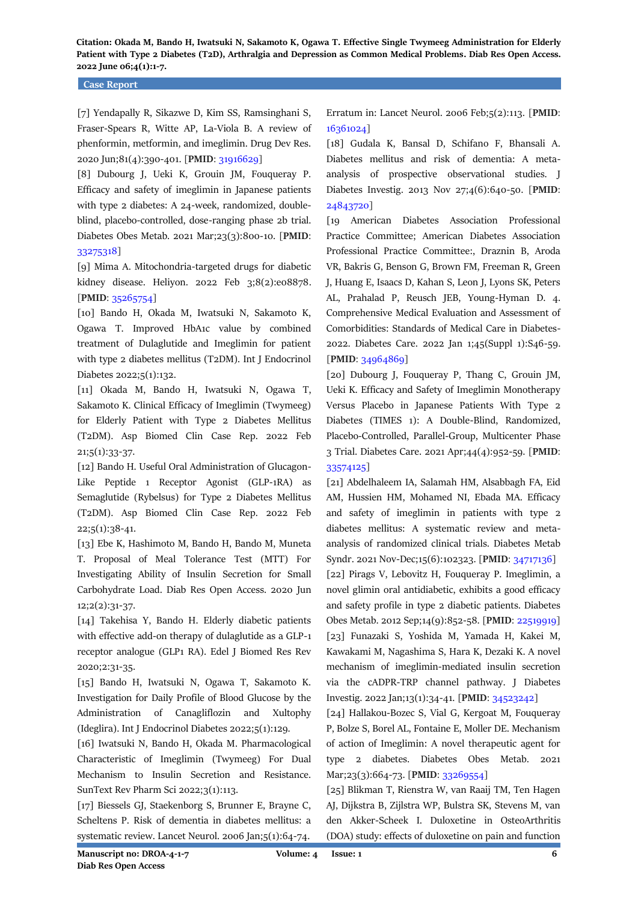[7] Yendapally R, Sikazwe D, Kim SS, Ramsinghani S, Fraser-Spears R, Witte AP, La-Viola B. A review of phenformin, metformin, and imeglimin. Drug Dev Res. 2020 Jun;81(4):390-401. [**PMID**: 31916629]

[8] Dubourg J, Ueki K, Grouin JM, Fouqueray P. Efficacy and safety of imeglimin in Japanese patients with type 2 diabetes: A 24-week, randomized, double-blind, placebo-controlled, dose-ranging phase 2b trial. Diabetes Obes Metab. 2021 Mar;23(3):800-10. [**PMID**: 33275318]

[9] Mima A. Mitochondria-targeted drugs for diabetic kidney disease. Heliyon. 2022 Feb 3;8(2):e08878. [**PMID**: 35265754]

[10] Bando H, Okada M, Iwatsuki N, Sakamoto K, Ogawa T. Improved HbA1c value by combined treatment of Dulaglutide and Imeglimin for patient with type 2 diabetes mellitus (T2DM). Int J Endocrinol Diabetes 2022;5(1):132.

[11] Okada M, Bando H, Iwatsuki N, Ogawa T, Sakamoto K. Clinical Efficacy of Imeglimin (Twymeeg) for Elderly Patient with Type 2 Diabetes Mellitus (T2DM). Asp Biomed Clin Case Rep. 2022 Feb 21;5(1):33-37.

[12] Bando H. Useful Oral Administration of Glucagon-Like Peptide 1 Receptor Agonist (GLP-1RA) as Semaglutide (Rybelsus) for Type 2 Diabetes Mellitus (T2DM). Asp Biomed Clin Case Rep. 2022 Feb 22;5(1):38-41.

[13] Ebe K, Hashimoto M, Bando H, Bando M, Muneta T. Proposal of Meal Tolerance Test (MTT) For Investigating Ability of Insulin Secretion for Small Carbohydrate Load. Diab Res Open Access. 2020 Jun 12;2(2):31-37.

[14] Takehisa Y, Bando H. Elderly diabetic patients with effective add-on therapy of dulaglutide as a GLP-1 receptor analogue (GLP1 RA). Edel J Biomed Res Rev 2020;2:31-35.

[15] Bando H, Iwatsuki N, Ogawa T, Sakamoto K. Investigation for Daily Profile of Blood Glucose by the Administration of Canagliflozin and Xultophy (Ideglira). Int J Endocrinol Diabetes 2022;5(1):129.

[16] Iwatsuki N, Bando H, Okada M. Pharmacological Characteristic of Imeglimin (Twymeeg) For Dual Mechanism to Insulin Secretion and Resistance. SunText Rev Pharm Sci 2022;3(1):113.

[17] Biessels GJ, Staekenborg S, Brunner E, Brayne C, Scheltens P. Risk of dementia in diabetes mellitus: a systematic review. Lancet Neurol. 2006 Jan;5(1):64-74. Erratum in: Lancet Neurol. 2006 Feb;5(2):113. [**PMID**: 16361024]

[18] Gudala K, Bansal D, Schifano F, Bhansali A. Diabetes mellitus and risk of dementia: A meta-analysis of prospective observational studies. J Diabetes Investig. 2013 Nov 27;4(6):640-50. [**PMID**: 24843720]

[19 American Diabetes Association Professional Practice Committee; American Diabetes Association Professional Practice Committee:, Draznin B, Aroda VR, Bakris G, Benson G, Brown FM, Freeman R, Green J, Huang E, Isaacs D, Kahan S, Leon J, Lyons SK, Peters AL, Prahalad P, Reusch JEB, Young-Hyman D. 4. Comprehensive Medical Evaluation and Assessment of Comorbidities: Standards of Medical Care in Diabetes-2022. Diabetes Care. 2022 Jan 1;45(Suppl 1):S46-59. [**PMID**: 34964869]

[20] Dubourg J, Fouqueray P, Thang C, Grouin JM, Ueki K. Efficacy and Safety of Imeglimin Monotherapy Versus Placebo in Japanese Patients With Type 2 Diabetes (TIMES 1): A Double-Blind, Randomized, Placebo-Controlled, Parallel-Group, Multicenter Phase 3 Trial. Diabetes Care. 2021 Apr;44(4):952-59. [**PMID**: 33574125]

[21] Abdelhaleem IA, Salamah HM, Alsabbagh FA, Eid AM, Hussien HM, Mohamed NI, Ebada MA. Efficacy and safety of imeglimin in patients with type 2 diabetes mellitus: A systematic review and meta-analysis of randomized clinical trials. Diabetes Metab Syndr. 2021 Nov-Dec;15(6):102323. [**PMID**: 34717136]

[22] Pirags V, Lebovitz H, Fouqueray P. Imeglimin, a novel glimin oral antidiabetic, exhibits a good efficacy and safety profile in type 2 diabetic patients. Diabetes Obes Metab. 2012 Sep;14(9):852-58. [**PMID**: 22519919]

[23] Funazaki S, Yoshida M, Yamada H, Kakei M, Kawakami M, Nagashima S, Hara K, Dezaki K. A novel mechanism of imeglimin-mediated insulin secretion via the cADPR-TRP channel pathway. J Diabetes Investig. 2022 Jan;13(1):34-41. [**PMID**: 34523242]

[24] Hallakou-Bozec S, Vial G, Kergoat M, Fouqueray P, Bolze S, Borel AL, Fontaine E, Moller DE. Mechanism of action of Imeglimin: A novel therapeutic agent for type 2 diabetes. Diabetes Obes Metab. 2021 Mar;23(3):664-73. [**PMID**: 33269554]

[25] Blikman T, Rienstra W, van Raaij TM, Ten Hagen AJ, Dijkstra B, Zijlstra WP, Bulstra SK, Stevens M, van den Akker-Scheek I. Duloxetine in OsteoArthritis (DOA) study: effects of duloxetine on pain and function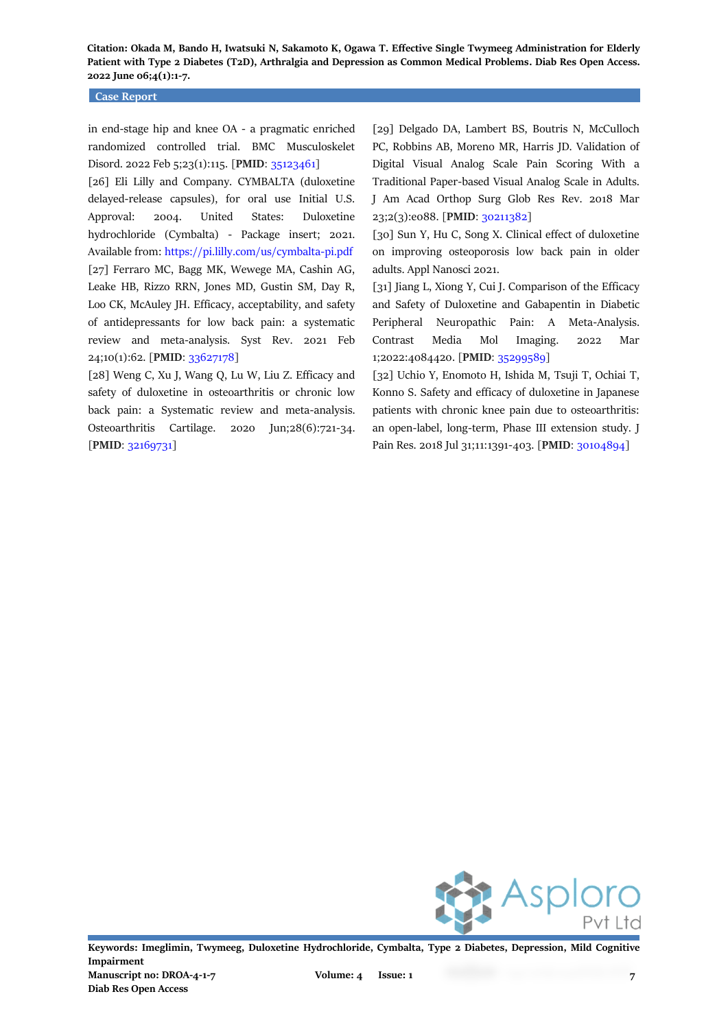in end-stage hip and knee OA - a pragmatic enriched randomized controlled trial. BMC Musculoskelet Disord. 2022 Feb 5;23(1):115. [**PMID**: 35123461]

[26] Eli Lilly and Company. CYMBALTA (duloxetine delayed-release capsules), for oral use Initial U.S. Approval: 2004. United States: Duloxetine hydrochloride (Cymbalta) - Package insert; 2021. Available from: https://pi.lilly.com/us/cymbalta-pi.pdf

[27] Ferraro MC, Bagg MK, Wewege MA, Cashin AG, Leake HB, Rizzo RRN, Jones MD, Gustin SM, Day R, Loo CK, McAuley JH. Efficacy, acceptability, and safety of antidepressants for low back pain: a systematic review and meta-analysis. Syst Rev. 2021 Feb 24;10(1):62. [**PMID**: 33627178]

[28] Weng C, Xu J, Wang Q, Lu W, Liu Z. Efficacy and safety of duloxetine in osteoarthritis or chronic low back pain: a Systematic review and meta-analysis. Osteoarthritis Cartilage. 2020 Jun;28(6):721-34. [**PMID**: 32169731]

[29] Delgado DA, Lambert BS, Boutris N, McCulloch PC, Robbins AB, Moreno MR, Harris JD. Validation of Digital Visual Analog Scale Pain Scoring With a Traditional Paper-based Visual Analog Scale in Adults. J Am Acad Orthop Surg Glob Res Rev. 2018 Mar 23;2(3):e088. [**PMID**: 30211382]

[30] Sun Y, Hu C, Song X. Clinical effect of duloxetine on improving osteoporosis low back pain in older adults. Appl Nanosci 2021.

[31] Jiang L, Xiong Y, Cui J. Comparison of the Efficacy and Safety of Duloxetine and Gabapentin in Diabetic Peripheral Neuropathic Pain: A Meta-Analysis. Contrast Media Mol Imaging. 2022 Mar 1;2022:4084420. [**PMID**: 35299589]

[32] Uchio Y, Enomoto H, Ishida M, Tsuji T, Ochiai T, Konno S. Safety and efficacy of duloxetine in Japanese patients with chronic knee pain due to osteoarthritis: an open-label, long-term, Phase III extension study. J Pain Res. 2018 Jul 31;11:1391-403. [**PMID**: 30104894]

**Keywords: Imeglimin, Twymeeg, Duloxetine Hydrochloride, Cymbalta, Type 2 Diabetes, Depression, Mild Cognitive Impairment**